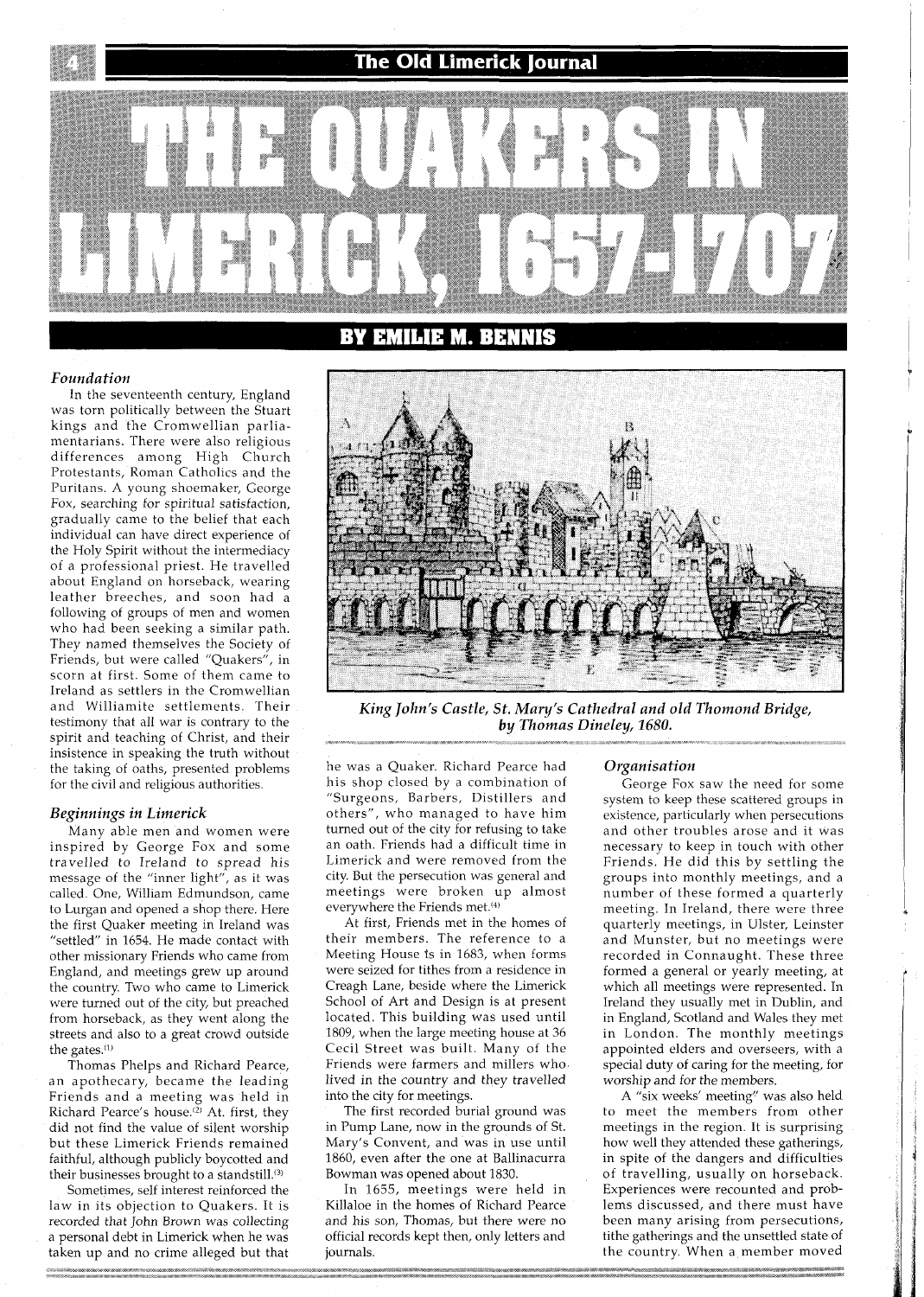# THE QUAKERS IN LIMERICK, 1657-1707

## BY EMILIE M. BENNIS

### *Foundation*

In the seventeenth century, England was torn politically between the Stuart kings and the Cromwellian parliamentarians. There were also religious differences among High Church Protestants, Roman Catholics and the Puritans. A young shoemaker, George Fox, searching for spiritual satisfaction, gradually came to the belief that each individual can have direct experience of the Holy Spirit without the intermediacy of a professional priest. He travelled about England on horseback, wearing leather breeches, and soon had a following of groups of men and women who had been seeking a similar path. They named themselves the Society of Friends, but were called "Quakers", in scorn at first. Some of them came to Ireland as settlers in the Cromwellian and Williamite settlements. Their testimony that all war is contrary to the spirit and teaching of Christ, and their insistence in speaking the truth without the taking of oaths, presented problems for the civil and religious authorities.

### *Beginnings in Limerick*

Many able men and women were inspired by George Fox and some travelled to Ireland to spread his message of the "inner light", as it was called. One, William Edmundson, came to Lurgan and opened a shop there. Here the first Quaker meeting in Ireland was "settled" in 1654. He made contact with other missionary Friends who came from England, and meetings grew up around the country. Two who came to Limerick were turned out of the city, but preached from horseback, as they went along the streets and also to a great crowd outside the gates.[1]

Thomas Phelps and Richard Pearce, an apothecary, became the leading Friends and a meeting was held in Richard Pearce's house.[2] At first, they did not find the value of silent worship but these Limerick Friends remained faithful, although publicly boycotted and their businesses brought to a standstill.[3]

Sometimes, self interest reinforced the law in its objection to Quakers. It is recorded that John Brown was collecting a personal debt in Limerick when he was taken up and no crime alleged but that he was a Quaker. Richard Pearce had his shop closed by a combination of "Surgeons, Barbers, Distillers and others", who managed to have him turned out of the city for refusing to take an oath. Friends had a difficult time in Limerick and were removed from the city. But the persecution was general and meetings were broken up almost everywhere the Friends met.[4]

*King John's Castle, St. Mary's Cathedral and old Thomond Bridge, by Thomas Dineley, 1680.*

At first, Friends met in the homes of their members. The reference to a Meeting House is in 1683, when forms were seized for tithes from a residence in Creagh Lane, beside where the Limerick School of Art and Design is at present located. This building was used until 1809, when the large meeting house at 36 Cecil Street was built. Many of the Friends were farmers and millers who lived in the country and they travelled into the city for meetings.

The first recorded burial ground was in Pump Lane, now in the grounds of St. Mary's Convent, and was in use until 1860, even after the one at Ballinacurra Bowman was opened about 1830.

In 1655, meetings were held in Killaloe in the homes of Richard Pearce and his son, Thomas, but there were no official records kept then, only letters and journals.

### *Organisation*

George Fox saw the need for some system to keep these scattered groups in existence, particularly when persecutions and other troubles arose and it was necessary to keep in touch with other Friends. He did this by settling the groups into monthly meetings, and a number of these formed a quarterly meeting. In Ireland, there were three quarterly meetings, in Ulster, Leinster and Munster, but no meetings were recorded in Connaught. These three formed a general or yearly meeting, at which all meetings were represented. In Ireland they usually met in Dublin, and in England, Scotland and Wales they met in London. The monthly meetings appointed elders and overseers, with a special duty of caring for the meeting, for worship and for the members.

A "six weeks' meeting" was also held to meet the members from other meetings in the region. It is surprising how well they attended these gatherings, in spite of the dangers and difficulties of travelling, usually on horseback. Experiences were recounted and problems discussed, and there must have been many arising from persecutions, tithe gatherings and the unsettled state of the country. When a member moved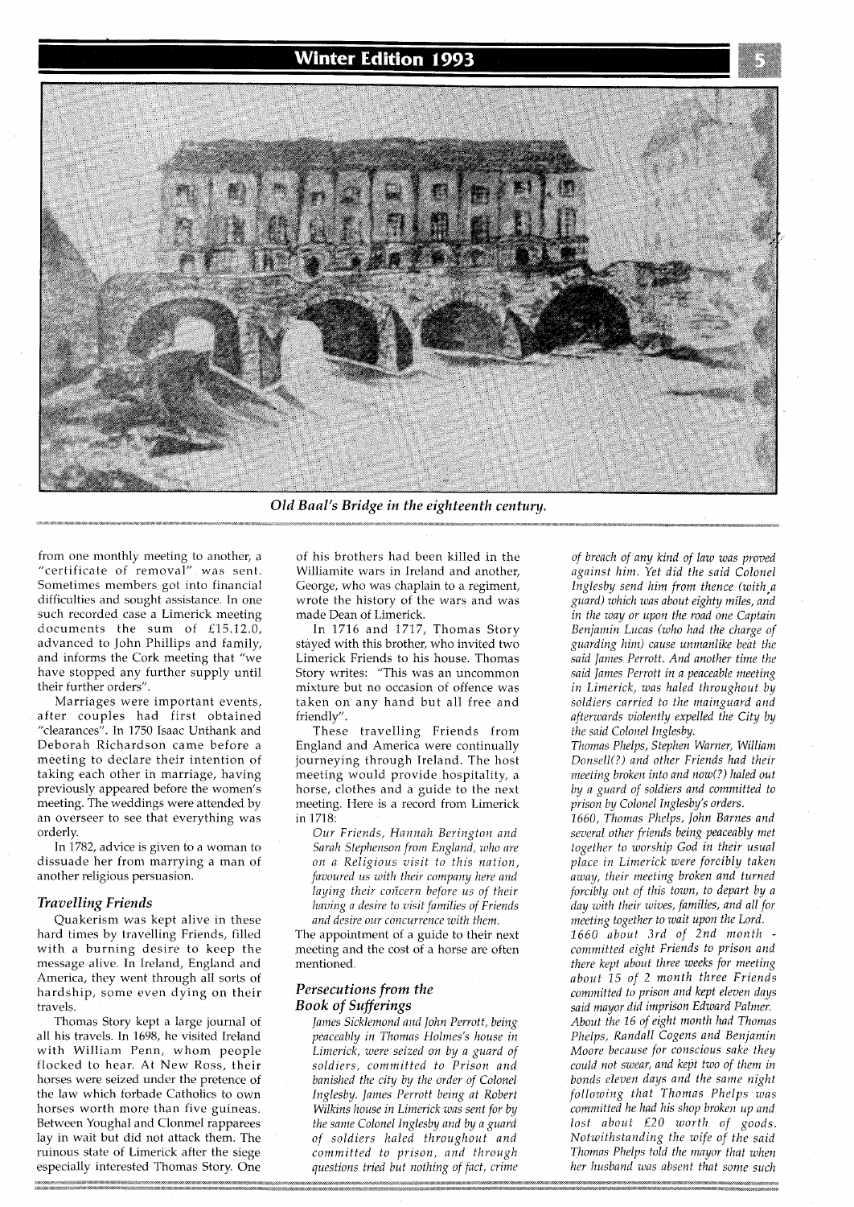Old Baal's Bridge in the eighteenth century.

from one monthly meeting to another, a "certificate of removal" was sent. Sometimes members got into financial difficulties and sought assistance. In one such recorded case a Limerick meeting documents the sum of £15.12.0, advanced to John Phillips and family, and informs the Cork meeting that "we have stopped any further supply until their further orders".

Marriages were important events, after couples had first obtained "clearances". In 1750 Isaac Unthank and Deborah Richardson came before a meeting to declare their intention of taking each other in marriage, having previously appeared before the women's meeting. The weddings were attended by an overseer to see that everything was orderly.

In 1782, advice is given to a woman to dissuade her from marrying a man of another religious persuasion.

### *Travelling Friends*

Quakerism was kept alive in these hard times by travelling Friends, filled with a burning desire to keep the message alive. In Ireland, England and America, they went through all sorts of hardship, some even dying on their travels.

Thomas Story kept a large journal of all his travels. In 1698, he visited Ireland with William Penn, whom people flocked to hear. At New Ross, their horses were seized under the pretence of the law which forbade Catholics to own horses worth more than five guineas. Between Youghal and Clonmel rapparees lay in wait but did not attack them. The ruinous state of Limerick after the siege especially interested Thomas Story. One of his brothers had been killed in the Williamite wars in Ireland and another, George, who was chaplain to a regiment, wrote the history of the wars and was made Dean of Limerick.

In 1716 and 1717, Thomas Story stayed with this brother, who invited two Limerick Friends to his house. Thomas Story writes: "This was an uncommon mixture but no occasion of offence was taken on any hand but all free and friendly".

These travelling Friends from England and America were continually journeying through Ireland. The host meeting would provide hospitality, a horse, clothes and a guide to the next meeting. Here is a record from Limerick in 1718:

> *Our Friends, Hannah Berington and Sarah Stephenson from England, who are on a Religious visit to this nation, favoured us with their company here and laying their concern before us of their having a desire to visit families of Friends and desire our concurrence with them.*

The appointment of a guide to their next meeting and the cost of a horse are often mentioned.

### *Persecutions from the Book of Sufferings*

*James Sicklemond and John Perrott, being peaceably in Thomas Holmes's house in Limerick, were seized on by a guard of soldiers, committed to Prison and banished the city by the order of Colonel Inglesby. James Perrott being at Robert Wilkins house in Limerick was sent for by the same Colonel Inglesby and by a guard of soldiers haled throughout and committed to prison, and through questions tried but nothing of fact, crime of breach of any kind of law was proved against him. Yet did the said Colonel Inglesby send him from thence (with a guard) which was about eighty miles, and in the way or upon the road one Captain Benjamin Lucas (who had the charge of guarding him) cause unmanlike beat the said James Perrott. And another time the said James Perrott in a peaceable meeting in Limerick, was haled throughout by soldiers carried to the mainguard and afterwards violently expelled the City by the said Colonel Inglesby.*

*Thomas Phelps, Stephen Warner, William Donsell(?) and other Friends had their meeting broken into and now(?) haled out by a guard of soldiers and committed to prison by Colonel Inglesby's orders.*

*1660, Thomas Phelps, John Barnes and several other friends being peaceably met together to worship God in their usual place in Limerick were forcibly taken away, their meeting broken and turned forcibly out of this town, to depart by a day with their wives, families, and all for meeting together to wait upon the Lord.*

*1660 about 3rd of 2nd month - committed eight Friends to prison and there kept about three weeks for meeting about 15 of 2 month three Friends committed to prison and kept eleven days said mayor did imprison Edward Palmer. About the 16 of eight month had Thomas Phelps, Randall Cogens and Benjamin Moore because for conscious sake they could not swear, and kept two of them in bonds eleven days and the same night following that Thomas Phelps was committed he had his shop broken up and lost about £20 worth of goods. Notwithstanding the wife of the said Thomas Phelps told the mayor that when her husband was absent that some such*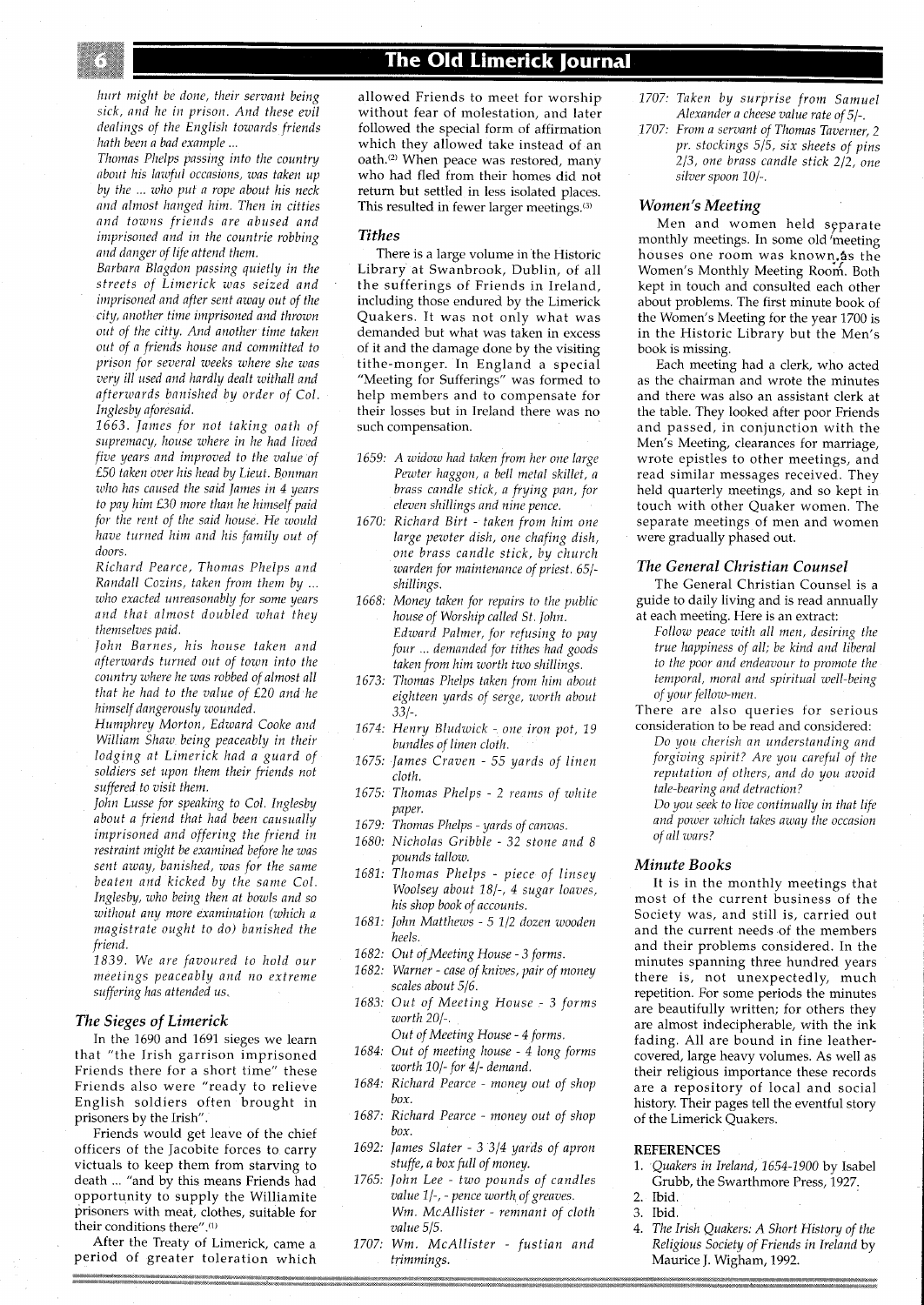*hurt might be done, their servant being sick, and he in prison. And these evil dealings of the English towards friends hath been a bad example ...*

*Thomas Phelps passing into the country about his lawful occasions, was taken up by the ... who put a rope about his neck and almost hanged him. Then in citties and towns friends are abused and imprisoned and in the countrie robbing and danger of life attend them.*

*Barbara Blagdon passing quietly in the streets of Limerick was seized and imprisoned and after sent away out of the city, another time imprisoned and thrown out of the citty. And another time taken out of a friends house and committed to prison for several weeks where she was very ill used and hardly dealt withall and afterwards banished by order of Col. Inglesby aforesaid.*

*1663. James for not taking oath of supremacy, house where in he had lived five years and improved to the value of £50 taken over his head by Lieut. Bonman who has caused the said James in 4 years to pay him £30 more than he himself paid for the rent of the said house. He would have turned him and his family out of doors.*

*Richard Pearce, Thomas Phelps and Randall Cozins, taken from them by ... who exacted unreasonably for some years and that almost doubled what they themselves paid.*

*John Barnes, his house taken and afterwards turned out of town into the country where he was robbed of almost all that he had to the value of £20 and he himself dangerously wounded.*

*Humphrey Morton, Edward Cooke and William Shaw being peaceably in their lodging at Limerick had a guard of soldiers set upon them their friends not suffered to visit them.*

*John Lusse for speaking to Col. Inglesby about a friend that had been causually imprisoned and offering the friend in restraint might be examined before he was sent away, banished, was for the same beaten and kicked by the same Col. Inglesby, who being then at bowls and so without any more examination (which a magistrate ought to do) banished the friend.*

*1839. We are favoured to hold our meetings peaceably and no extreme suffering has attended us.*

### The Sieges of Limerick

In the 1690 and 1691 sieges we learn that "the Irish garrison imprisoned Friends there for a short time" these Friends also were "ready to relieve English soldiers often brought in prisoners by the Irish".

Friends would get leave of the chief officers of the Jacobite forces to carry victuals to keep them from starving to death ... "and by this means Friends had opportunity to supply the Williamite prisoners with meat, clothes, suitable for their conditions there".[1]

After the Treaty of Limerick, came a period of greater toleration which allowed Friends to meet for worship without fear of molestation, and later followed the special form of affirmation which they allowed take instead of an oath.[2] When peace was restored, many who had fled from their homes did not return but settled in less isolated places. This resulted in fewer larger meetings.[3]

### Tithes

There is a large volume in the Historic Library at Swanbrook, Dublin, of all the sufferings of Friends in Ireland, including those endured by the Limerick Quakers. It was not only what was demanded but what was taken in excess of it and the damage done by the visiting tithe-monger. In England a special "Meeting for Sufferings" was formed to help members and to compensate for their losses but in Ireland there was no such compensation.

*1659: A widow had taken from her one large Pewter haggon, a bell metal skillet, a brass candle stick, a frying pan, for eleven shillings and nine pence.*

*1670: Richard Birt - taken from him one large pewter dish, one chafing dish, one brass candle stick, by church warden for maintenance of priest. 65/- shillings.*

*1668: Money taken for repairs to the public house of Worship called St. John. Edward Palmer, for refusing to pay four ... demanded for tithes had goods taken from him worth two shillings.*

*1673: Thomas Phelps taken from him about eighteen yards of serge, worth about 33/-.*

*1674: Henry Bludwick - one iron pot, 19 bundles of linen cloth.*

*1675: James Craven - 55 yards of linen cloth.*

*1675: Thomas Phelps - 2 reams of white paper.*

*1679: Thomas Phelps - yards of canvas.*

*1680: Nicholas Gribble - 32 stone and 8 pounds tallow.*

*1681: Thomas Phelps - piece of linsey Woolsey about 18/-, 4 sugar loaves, his shop book of accounts.*

*1681: John Matthews - 5 1/2 dozen wooden heels.*

*1682: Out of Meeting House - 3 forms.*

*1682: Warner - case of knives, pair of money scales about 5/6.*

*1683: Out of Meeting House - 3 forms worth 20/-.*
*Out of Meeting House - 4 forms.*

*1684: Out of meeting house - 4 long forms worth 10/- for 4/- demand.*

*1684: Richard Pearce - money out of shop box.*

*1687: Richard Pearce - money out of shop box.*

*1692: James Slater - 3 3/4 yards of apron stuffe, a box full of money.*

*1765: John Lee - two pounds of candles value 1/-, - pence worth of greaves. Wm. McAllister - remnant of cloth value 5/5.*

*1707: Wm. McAllister - fustian and trimmings.*

*1707: Taken by surprise from Samuel Alexander a cheese value rate of 5/-.*

*1707: From a servant of Thomas Taverner, 2 pr. stockings 5/5, six sheets of pins 2/3, one brass candle stick 2/2, one silver spoon 10/-.*

### Women's Meeting

Men and women held separate monthly meetings. In some old meeting houses one room was known as the Women's Monthly Meeting Room. Both kept in touch and consulted each other about problems. The first minute book of the Women's Meeting for the year 1700 is in the Historic Library but the Men's book is missing.

Each meeting had a clerk, who acted as the chairman and wrote the minutes and there was also an assistant clerk at the table. They looked after poor Friends and passed, in conjunction with the Men's Meeting, clearances for marriage, wrote epistles to other meetings, and read similar messages received. They held quarterly meetings, and so kept in touch with other Quaker women. The separate meetings of men and women were gradually phased out.

### The General Christian Counsel

The General Christian Counsel is a guide to daily living and is read annually at each meeting. Here is an extract:

*Follow peace with all men, desiring the true happiness of all; be kind and liberal to the poor and endeavour to promote the temporal, moral and spiritual well-being of your fellow-men.*

There are also queries for serious consideration to be read and considered:

*Do you cherish an understanding and forgiving spirit? Are you careful of the reputation of others, and do you avoid tale-bearing and detraction?*

*Do you seek to live continually in that life and power which takes away the occasion of all wars?*

### Minute Books

It is in the monthly meetings that most of the current business of the Society was, and still is, carried out and the current needs of the members and their problems considered. In the minutes spanning three hundred years there is, not unexpectedly, much repetition. For some periods the minutes are beautifully written; for others they are almost indecipherable, with the ink fading. All are bound in fine leather-covered, large heavy volumes. As well as their religious importance these records are a repository of local and social history. Their pages tell the eventful story of the Limerick Quakers.

### REFERENCES

1. *Quakers in Ireland, 1654-1900* by Isabel Grubb, the Swarthmore Press, 1927.
2. Ibid.
3. Ibid.
4. *The Irish Quakers: A Short History of the Religious Society of Friends in Ireland* by Maurice J. Wigham, 1992.